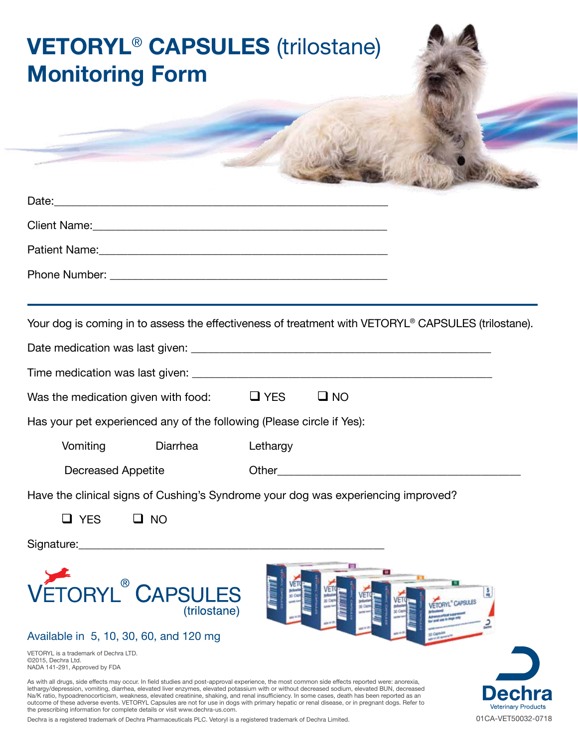# VETORYL® CAPSULES (trilostane) Monitoring Form

Date:\_\_\_\_\_\_\_\_\_\_\_\_\_\_\_\_\_\_\_\_\_\_\_\_\_\_\_\_\_\_\_\_\_\_\_\_\_\_\_\_\_\_\_\_\_\_\_\_

Client Name:\_\_\_\_\_\_\_\_\_\_\_\_\_\_\_\_\_\_\_\_\_\_\_\_\_\_\_\_\_\_\_\_\_\_\_\_\_\_\_\_\_\_\_\_

Patient Name:\_\_\_\_\_\_\_\_\_\_\_\_\_\_\_\_\_\_\_\_\_\_\_\_\_\_\_\_\_\_\_\_\_\_\_\_\_\_\_\_\_\_\_

Phone Number: \_\_\_\_\_\_\_\_\_\_\_\_\_\_\_\_\_\_\_\_\_\_\_\_\_\_\_\_\_\_\_\_\_\_\_\_\_\_\_\_\_\_

---

Your dog is coming in to assess the effectiveness of treatment with VETORYL® CAPSULES (trilostane).

Date medication was last given: \_\_\_\_\_\_\_\_\_\_\_\_\_\_\_\_\_\_\_\_\_\_\_\_\_\_\_\_\_\_\_\_\_\_\_\_\_\_\_\_\_\_\_

Time medication was last given: \_\_\_\_\_\_\_\_\_\_\_\_\_\_\_\_\_\_\_\_\_\_\_\_\_\_\_\_\_\_\_\_\_\_\_\_\_\_\_\_\_\_\_

Was the medication given with food: ❑ YES ❑ NO

Has your pet experienced any of the following (Please circle if Yes):

Vomiting Diarrhea Lethargy

Decreased Appetite Other\_\_\_\_\_\_\_\_\_\_\_\_\_\_\_\_\_\_\_\_\_\_\_\_\_\_\_\_\_\_\_\_\_\_\_\_

Have the clinical signs of Cushing's Syndrome your dog was experiencing improved?

❑ YES ❑ NO

Signature:\_\_\_\_\_\_\_\_\_\_\_\_\_\_\_\_\_\_\_\_\_\_\_\_\_\_\_\_\_\_\_\_\_\_\_\_\_\_\_\_\_\_\_\_\_\_\_\_

VETORYL® CAPSULES (trilostane)

Available in 5, 10, 30, 60, and 120 mg

VETORYL is a trademark of Dechra LTD.
©2015, Dechra Ltd.
NADA 141-291, Approved by FDA

As with all drugs, side effects may occur. In field studies and post-approval experience, the most common side effects reported were: anorexia, lethargy/depression, vomiting, diarrhea, elevated liver enzymes, elevated potassium with or without decreased sodium, elevated BUN, decreased Na/K ratio, hypoadrenocorticism, weakness, elevated creatinine, shaking, and renal insufficiency. In some cases, death has been reported as an outcome of these adverse events. VETORYL Capsules are not for use in dogs with primary hepatic or renal disease, or in pregnant dogs. Refer to the prescribing information for complete details or visit www.dechra-us.com.

Dechra is a registered trademark of Dechra Pharmaceuticals PLC. Vetoryl is a registered trademark of Dechra Limited.

Dechra Veterinary Products

01CA-VET50032-0718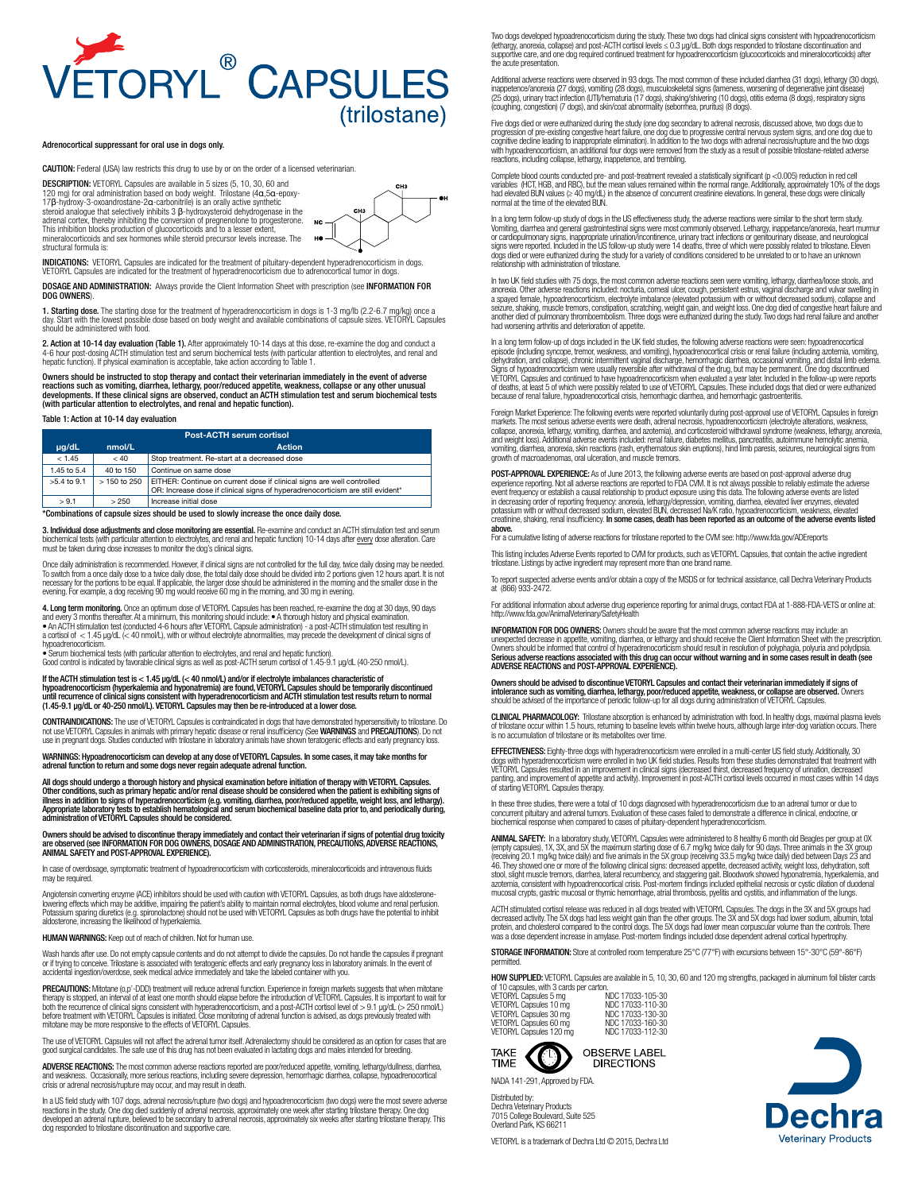# VETORYL® CAPSULES (trilostane)

**Adrenocortical suppressant for oral use in dogs only.**

**CAUTION:** Federal (USA) law restricts this drug to use by or on the order of a licensed veterinarian.

**DESCRIPTION:** VETORYL Capsules are available in 5 sizes (5, 10, 30, 60 and 120 mg) for oral administration based on body weight. Trilostane (4α,5α-epoxy-17β-hydroxy-3-oxoandrostane-2α-carbonitrile) is an orally active synthetic steroid analogue that selectively inhibits 3 β-hydroxysteroid dehydrogenase in the adrenal cortex, thereby inhibiting the conversion of pregnenolone to progesterone. This inhibition blocks production of glucocorticoids and to a lesser extent, mineralocorticoids and sex hormones while steroid precursor levels increase. The structural formula is:

CH3
OH
CH3
NC
HO

**INDICATIONS:** VETORYL Capsules are indicated for the treatment of pituitary-dependent hyperadrenocorticism in dogs. VETORYL Capsules are indicated for the treatment of hyperadrenocorticism due to adrenocortical tumor in dogs.

**DOSAGE AND ADMINISTRATION:** Always provide the Client Information Sheet with prescription (see **INFORMATION FOR DOG OWNERS**).

**1. Starting dose.** The starting dose for the treatment of hyperadrenocorticism in dogs is 1-3 mg/lb (2.2-6.7 mg/kg) once a day. Start with the lowest possible dose based on body weight and available combinations of capsule sizes. VETORYL Capsules should be administered with food.

**2. Action at 10-14 day evaluation (Table 1).** After approximately 10-14 days at this dose, re-examine the dog and conduct a 4-6 hour post-dosing ACTH stimulation test and serum biochemical tests (with particular attention to electrolytes, and renal and hepatic function). If physical examination is acceptable, take action according to Table 1.

**Owners should be instructed to stop therapy and contact their veterinarian immediately in the event of adverse reactions such as vomiting, diarrhea, lethargy, poor/reduced appetite, weakness, collapse or any other unusual developments. If these clinical signs are observed, conduct an ACTH stimulation test and serum biochemical tests (with particular attention to electrolytes, and renal and hepatic function).**

**Table 1: Action at 10-14 day evaluation**

| Post-ACTH serum cortisol | | |
|---|---|---|
| **μg/dL** | **nmol/L** | **Action** |
| < 1.45 | < 40 | Stop treatment. Re-start at a decreased dose |
| 1.45 to 5.4 | 40 to 150 | Continue on same dose |
| >5.4 to 9.1 | > 150 to 250 | EITHER: Continue on current dose if clinical signs are well controlled OR: Increase dose if clinical signs of hyperadrenocorticism are still evident* |
| > 9.1 | > 250 | Increase initial dose |

**\*Combinations of capsule sizes should be used to slowly increase the once daily dose.**

**3. Individual dose adjustments and close monitoring are essential.** Re-examine and conduct an ACTH stimulation test and serum biochemical tests (with particular attention to electrolytes, and renal and hepatic function) 10-14 days after <u>every</u> dose alteration. Care must be taken during dose increases to monitor the dog's clinical signs.

Once daily administration is recommended. However, if clinical signs are not controlled for the full day, twice daily dosing may be needed. To switch from a once daily dose to a twice daily dose, the total daily dose should be divided into 2 portions given 12 hours apart. It is not necessary for the portions to be equal. If applicable, the larger dose should be administered in the morning and the smaller dose in the evening. For example, a dog receiving 90 mg would receive 60 mg in the morning, and 30 mg in evening.

**4. Long term monitoring.** Once an optimum dose of VETORYL Capsules has been reached, re-examine the dog at 30 days, 90 days and every 3 months thereafter. At a minimum, this monitoring should include: • A thorough history and physical examination.
• An ACTH stimulation test (conducted 4-6 hours after VETORYL Capsule administration) - a post-ACTH stimulation test resulting in a cortisol of < 1.45 μg/dL (< 40 nmol/L), with or without electrolyte abnormalities, may precede the development of clinical signs of hypoadrenocorticism.
• Serum biochemical tests (with particular attention to electrolytes, and renal and hepatic function).
Good control is indicated by favorable clinical signs as well as post-ACTH serum cortisol of 1.45-9.1 μg/dL (40-250 nmol/L).

**If the ACTH stimulation test is < 1.45 μg/dL (< 40 nmol/L) and/or if electrolyte imbalances characteristic of hypoadrenocorticism (hyperkalemia and hyponatremia) are found, VETORYL Capsules should be temporarily discontinued until recurrence of clinical signs consistent with hyperadrenocorticism and ACTH stimulation test results return to normal (1.45-9.1 μg/dL or 40-250 nmol/L). VETORYL Capsules may then be re-introduced at a lower dose.**

**CONTRAINDICATIONS:** The use of VETORYL Capsules is contraindicated in dogs that have demonstrated hypersensitivity to trilostane. Do not use VETORYL Capsules in animals with primary hepatic disease or renal insufficiency (See **WARNINGS** and **PRECAUTIONS**). Do not use in pregnant dogs. Studies conducted with trilostane in laboratory animals have shown teratogenic effects and early pregnancy loss.

**WARNINGS: Hypoadrenocorticism can develop at any dose of VETORYL Capsules. In some cases, it may take months for adrenal function to return and some dogs never regain adequate adrenal function.**

**All dogs should undergo a thorough history and physical examination before initiation of therapy with VETORYL Capsules. Other conditions, such as primary hepatic and/or renal disease should be considered when the patient is exhibiting signs of illness in addition to signs of hyperadrenocorticism (e.g. vomiting, diarrhea, poor/reduced appetite, weight loss, and lethargy). Appropriate laboratory tests to establish hematological and serum biochemical baseline data prior to, and periodically during, administration of VETORYL Capsules should be considered.**

**Owners should be advised to discontinue therapy immediately and contact their veterinarian if signs of potential drug toxicity are observed (see INFORMATION FOR DOG OWNERS, DOSAGE AND ADMINISTRATION, PRECAUTIONS, ADVERSE REACTIONS, ANIMAL SAFETY and POST-APPROVAL EXPERIENCE).**

In case of overdosage, symptomatic treatment of hypoadrenocorticism with corticosteroids, mineralocorticoids and intravenous fluids may be required.

Angiotensin converting enzyme (ACE) inhibitors should be used with caution with VETORYL Capsules, as both drugs have aldosterone-lowering effects which may be additive, impairing the patient's ability to maintain normal electrolytes, blood volume and renal perfusion. Potassium sparing diuretics (e.g. spironolactone) should not be used with VETORYL Capsules as both drugs have the potential to inhibit aldosterone, increasing the likelihood of hyperkalemia.

**HUMAN WARNINGS:** Keep out of reach of children. Not for human use.

Wash hands after use. Do not empty capsule contents and do not attempt to divide the capsules. Do not handle the capsules if pregnant or if trying to conceive. Trilostane is associated with teratogenic effects and early pregnancy loss in laboratory animals. In the event of accidental ingestion/overdose, seek medical advice immediately and take the labeled container with you.

**PRECAUTIONS:** Mitotane (o,p'-DDD) treatment will reduce adrenal function. Experience in foreign markets suggests that when mitotane therapy is stopped, an interval of at least one month should elapse before the introduction of VETORYL Capsules. It is important to wait for both the recurrence of clinical signs consistent with hyperadrenocorticism, and a post-ACTH cortisol level of > 9.1 μg/dL (> 250 nmol/L) before treatment with VETORYL Capsules is initiated. Close monitoring of adrenal function is advised, as dogs previously treated with mitotane may be more responsive to the effects of VETORYL Capsules.

The use of VETORYL Capsules will not affect the adrenal tumor itself. Adrenalectomy should be considered as an option for cases that are good surgical candidates. The safe use of this drug has not been evaluated in lactating dogs and males intended for breeding.

**ADVERSE REACTIONS:** The most common adverse reactions reported are poor/reduced appetite, vomiting, lethargy/dullness, diarrhea, and weakness. Occasionally, more serious reactions, including severe depression, hemorrhagic diarrhea, collapse, hypoadrenocortical crisis or adrenal necrosis/rupture may occur, and may result in death.

In a US field study with 107 dogs, adrenal necrosis/rupture (two dogs) and hypoadrenocorticism (two dogs) were the most severe adverse reactions in the study. One dog died suddenly of adrenal necrosis, approximately one week after starting trilostane therapy. One dog developed an adrenal rupture, believed to be secondary to adrenal necrosis, approximately six weeks after starting trilostane therapy. This dog responded to trilostane discontinuation and supportive care.

Two dogs developed hypoadrenocorticism during the study. These two dogs had clinical signs consistent with hypoadrenocorticism (lethargy, anorexia, collapse) and post-ACTH cortisol levels ≤ 0.3 μg/dL. Both dogs responded to trilostane discontinuation and supportive care, and one dog required continued treatment for hypoadrenocorticism (glucocorticoids and mineralocorticoids) after the acute presentation.

Additional adverse reactions were observed in 93 dogs. The most common of these included diarrhea (31 dogs), lethargy (30 dogs), inappetence/anorexia (27 dogs), vomiting (28 dogs), musculoskeletal signs (lameness, worsening of degenerative joint disease) (25 dogs), urinary tract infection (UTI)/hematuria (17 dogs), shaking/shivering (10 dogs), otitis externa (8 dogs), respiratory signs (coughing, congestion) (7 dogs), and skin/coat abnormality (seborrhea, pruritus) (8 dogs).

Five dogs died or were euthanized during the study (one dog secondary to adrenal necrosis, discussed above, two dogs due to progression of pre-existing congestive heart failure, one dog due to progressive central nervous system signs, and one dog due to cognitive decline leading to inappropriate elimination). In addition to the two dogs with adrenal necrosis/rupture and the two dogs with hypoadrenocorticism, an additional four dogs were removed from the study as a result of possible trilostane-related adverse reactions, including collapse, lethargy, inappetence, and trembling.

Complete blood counts conducted pre- and post-treatment revealed a statistically significant ($p < 0.005$) reduction in red cell variables (HCT, HGB, and RBC), but the mean values remained within the normal range. Additionally, approximately 10% of the dogs had elevated BUN values (≥ 40 mg/dL) in the absence of concurrent creatinine elevations. In general, these dogs were clinically normal at the time of the elevated BUN.

In a long term follow-up study of dogs in the US effectiveness study, the adverse reactions were similar to the short term study. Vomiting, diarrhea and general gastrointestinal signs were most commonly observed. Lethargy, inappetance/anorexia, heart murmur or cardiopulmonary signs, inappropriate urination/incontinence, urinary tract infections or genitourinary disease, and neurological signs were reported. Included in the US follow-up study were 14 deaths, three of which were possibly related to trilostane. Eleven dogs died or were euthanized during the study for a variety of conditions considered to be unrelated to or to have an unknown relationship with administration of trilostane.

In two UK field studies with 75 dogs, the most common adverse reactions seen were vomiting, lethargy, diarrhea/loose stools, and anorexia. Other adverse reactions included: nocturia, corneal ulcer, cough, persistent estrus, vaginal discharge and vulvar swelling in a spayed female, hypoadrenocorticism, electrolyte imbalance (elevated potassium with or without decreased sodium), collapse and seizure, shaking, muscle tremors, constipation, scratching, weight gain, and weight loss. One dog died of congestive heart failure and another died of pulmonary thromboembolism. Three dogs were euthanized during the study. Two dogs had renal failure and another had worsening arthritis and deterioration of appetite.

In a long term follow-up of dogs included in the UK field studies, the following adverse reactions were seen: hypoadrenocortical episode (including syncope, tremor, weakness, and vomiting), hypoadrenocortical crisis or renal failure (including azotemia, vomiting, dehydration, and collapse), chronic intermittent vaginal discharge, hemorrhagic diarrhea, occasional vomiting, and distal limb edema. Signs of hypoadrenocorticism were usually reversible after withdrawal of the drug, but may be permanent. One dog discontinued VETORYL Capsules and continued to have hypoadrenocorticism when evaluated a year later. Included in the follow-up were reports of deaths, at least 5 of which were possibly related to use of VETORYL Capsules. These included dogs that died or were euthanized because of renal failure, hypoadrenocortical crisis, hemorrhagic diarrhea, and hemorrhagic gastroenteritis.

Foreign Market Experience: The following events were reported voluntarily during post-approval use of VETORYL Capsules in foreign markets. The most serious adverse events were death, adrenal necrosis, hypoadrenocorticism (electrolyte alterations, weakness, collapse, anorexia, lethargy, vomiting, diarrhea, and azotemia), and corticosteroid withdrawal syndrome (weakness, lethargy, anorexia, and weight loss). Additional adverse events included: renal failure, diabetes mellitus, pancreatitis, autoimmune hemolytic anemia, vomiting, diarrhea, anorexia, skin reactions (rash, erythematous skin eruptions), hind limb paresis, seizures, neurological signs from growth of macroadenomas, oral ulceration, and muscle tremors.

**POST-APPROVAL EXPERIENCE:** As of June 2013, the following adverse events are based on post-approval adverse drug experience reporting. Not all adverse reactions are reported to FDA CVM. It is not always possible to reliably estimate the adverse event frequency or establish a causal relationship to product exposure using this data. The following adverse events are listed in decreasing order of reporting frequency: anorexia, lethargy/depression, vomiting, diarrhea, elevated liver enzymes, elevated potassium with or without decreased sodium, elevated BUN, decreased Na/K ratio, hypoadrenocorticism, weakness, elevated creatinine, shaking, renal insufficiency. **In some cases, death has been reported as an outcome of the adverse events listed above.**
For a cumulative listing of adverse reactions for trilostane reported to the CVM see: http://www.fda.gov/ADEreports

This listing includes Adverse Events reported to CVM for products, such as VETORYL Capsules, that contain the active ingredient trilostane. Listings by active ingredient may represent more than one brand name.

To report suspected adverse events and/or obtain a copy of the MSDS or for technical assistance, call Dechra Veterinary Products at (866) 933-2472.

For additional information about adverse drug experience reporting for animal drugs, contact FDA at 1-888-FDA-VETS or online at: http://www.fda.gov/AnimalVeterinary/SafetyHealth

**INFORMATION FOR DOG OWNERS:** Owners should be aware that the most common adverse reactions may include: an unexpected decrease in appetite, vomiting, diarrhea, or lethargy and should receive the Client Information Sheet with the prescription. Owners should be informed that control of hyperadrenocorticism should result in resolution of polyphagia, polyuria and polydipsia. **Serious adverse reactions associated with this drug can occur without warning and in some cases result in death (see ADVERSE REACTIONS and POST-APPROVAL EXPERIENCE).**

**Owners should be advised to discontinue VETORYL Capsules and contact their veterinarian immediately if signs of intolerance such as vomiting, diarrhea, lethargy, poor/reduced appetite, weakness, or collapse are observed.** Owners should be advised of the importance of periodic follow-up for all dogs during administration of VETORYL Capsules.

**CLINICAL PHARMACOLOGY:** Trilostane absorption is enhanced by administration with food. In healthy dogs, maximal plasma levels of trilostane occur within 1.5 hours, returning to baseline levels within twelve hours, although large inter-dog variation occurs. There is no accumulation of trilostane or its metabolites over time.

**EFFECTIVENESS:** Eighty-three dogs with hyperadrenocorticism were enrolled in a multi-center US field study. Additionally, 30 dogs with hyperadrenocorticism were enrolled in two UK field studies. Results from these studies demonstrated that treatment with VETORYL Capsules resulted in an improvement in clinical signs (decreased thirst, decreased frequency of urination, decreased panting, and improvement of appetite and activity). Improvement in post-ACTH cortisol levels occurred in most cases within 14 days of starting VETORYL Capsules therapy.

In these three studies, there were a total of 10 dogs diagnosed with hyperadrenocorticism due to an adrenal tumor or due to concurrent pituitary and adrenal tumors. Evaluation of these cases failed to demonstrate a difference in clinical, endocrine, or biochemical response when compared to cases of pituitary-dependent hyperadrenocorticism.

**ANIMAL SAFETY:** In a laboratory study, VETORYL Capsules were administered to 8 healthy 6 month old Beagles per group at 0X (empty capsules), 1X, 3X, and 5X the maximum starting dose of 6.7 mg/kg twice daily for 90 days. Three animals in the 3X group (receiving 20.1 mg/kg twice daily) and five animals in the 5X group (receiving 33.5 mg/kg twice daily) died between Days 23 and 46. They showed one or more of the following clinical signs: decreased appetite, decreased activity, weight loss, dehydration, soft stool, slight muscle tremors, diarrhea, lateral recumbency, and staggering gait. Bloodwork showed hyponatremia, hyperkalemia, and azotemia, consistent with hypoadrenocortical crisis. Post-mortem findings included epithelial necrosis or cystic dilation of duodenal mucosal crypts, gastric mucosal or thymic hemorrhage, atrial thrombosis, pyelitis and cystitis, and inflammation of the lungs.

ACTH stimulated cortisol release was reduced in all dogs treated with VETORYL Capsules. The dogs in the 3X and 5X groups had decreased activity. The 5X dogs had less weight gain than the other groups. The 3X and 5X dogs had lower sodium, albumin, total protein, and cholesterol compared to the control dogs. The 5X dogs had lower mean corpuscular volume than the controls. There was a dose dependent increase in amylase. Post-mortem findings included dose dependent adrenal cortical hypertrophy.

**STORAGE INFORMATION:** Store at controlled room temperature 25°C (77°F) with excursions between 15°-30°C (59°-86°F) permitted.

**HOW SUPPLIED:** VETORYL Capsules are available in 5, 10, 30, 60 and 120 mg strengths, packaged in aluminum foil blister cards of 10 capsules, with 3 cards per carton.

| | |
|---|---|
| VETORYL Capsules 5 mg | NDC 17033-105-30 |
| VETORYL Capsules 10 mg | NDC 17033-110-30 |
| VETORYL Capsules 30 mg | NDC 17033-130-30 |
| VETORYL Capsules 60 mg | NDC 17033-160-30 |
| VETORYL Capsules 120 mg | NDC 17033-112-30 |

TAKE TIME OBSERVE LABEL DIRECTIONS

NADA 141-291, Approved by FDA.

Distributed by:
Dechra Veterinary Products
7015 College Boulevard, Suite 525
Overland Park, KS 66211

VETORYL is a trademark of Dechra Ltd © 2015, Dechra Ltd

Dechra Veterinary Products